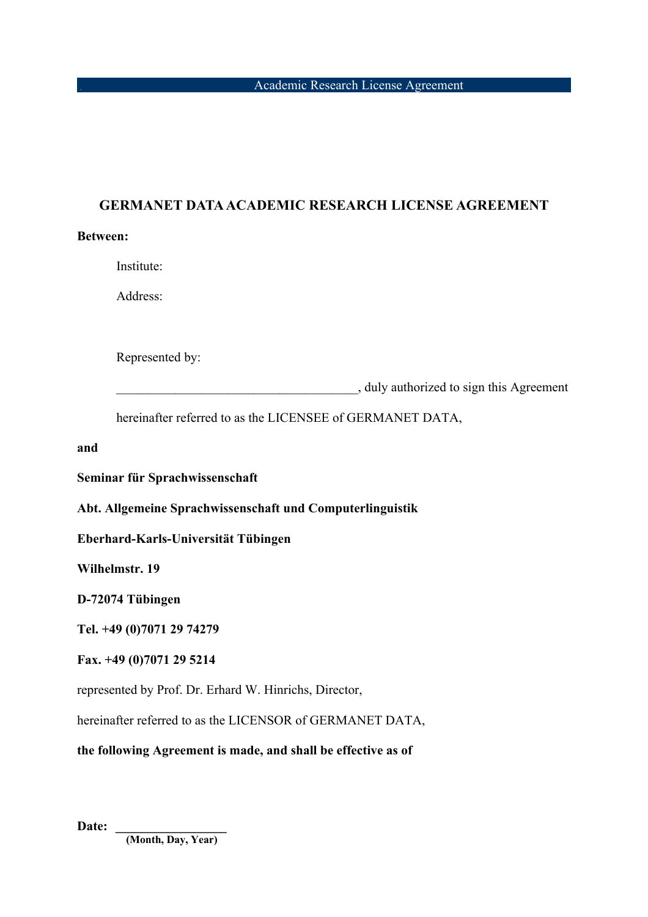# GERMANET DATA ACADEMIC RESEARCH LICENSE AGREEMENT

**Between:**

Institute:

Address:

Represented by:

____________________________________, duly authorized to sign this Agreement

hereinafter referred to as the LICENSEE of GERMANET DATA,

**and**

**Seminar für Sprachwissenschaft**

**Abt. Allgemeine Sprachwissenschaft und Computerlinguistik**

**Eberhard-Karls-Universität Tübingen**

**Wilhelmstr. 19**

**D-72074 Tübingen**

**Tel. +49 (0)7071 29 74279**

**Fax. +49 (0)7071 29 5214**

represented by Prof. Dr. Erhard W. Hinrichs, Director,

hereinafter referred to as the LICENSOR of GERMANET DATA,

**the following Agreement is made, and shall be effective as of**

**Date:** _________________
**(Month, Day, Year)**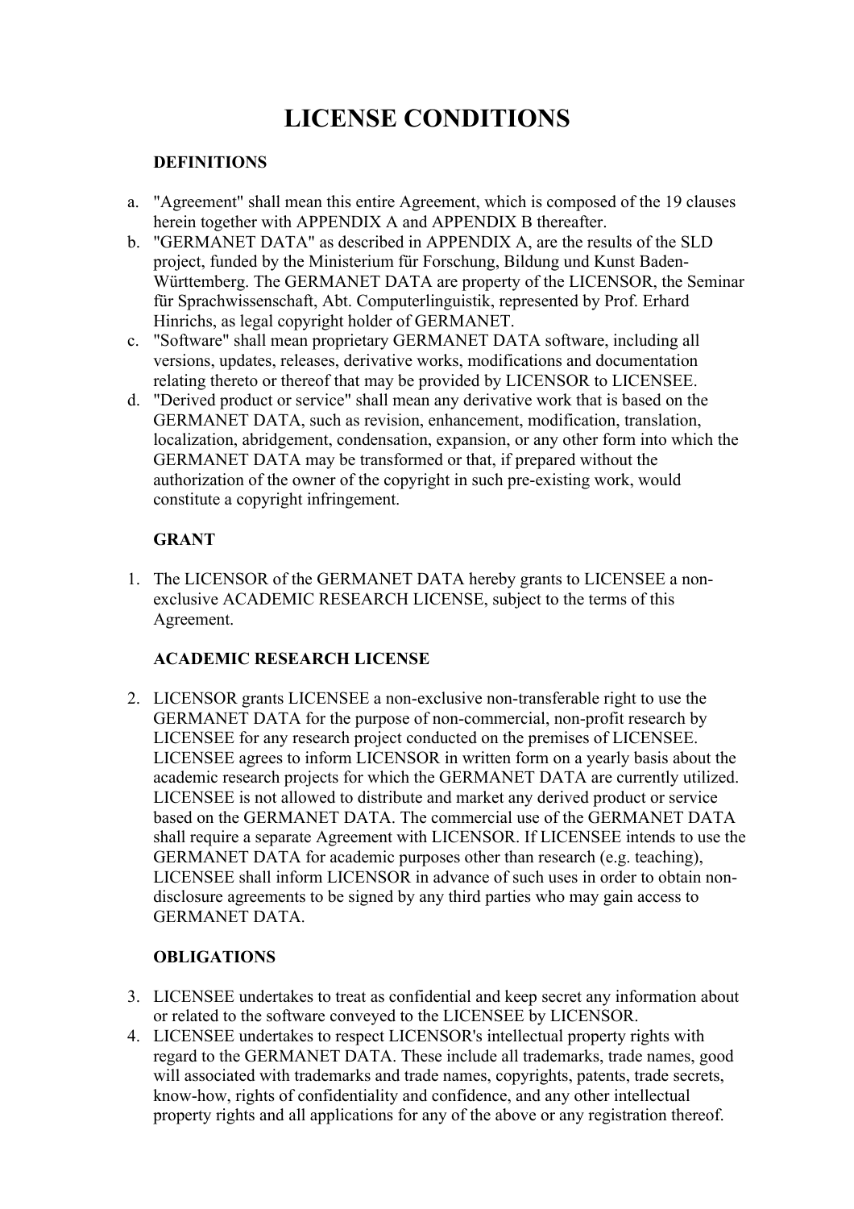# LICENSE CONDITIONS

**DEFINITIONS**

a. "Agreement" shall mean this entire Agreement, which is composed of the 19 clauses herein together with APPENDIX A and APPENDIX B thereafter.
b. "GERMANET DATA" as described in APPENDIX A, are the results of the SLD project, funded by the Ministerium für Forschung, Bildung und Kunst Baden-Württemberg. The GERMANET DATA are property of the LICENSOR, the Seminar für Sprachwissenschaft, Abt. Computerlinguistik, represented by Prof. Erhard Hinrichs, as legal copyright holder of GERMANET.
c. "Software" shall mean proprietary GERMANET DATA software, including all versions, updates, releases, derivative works, modifications and documentation relating thereto or thereof that may be provided by LICENSOR to LICENSEE.
d. "Derived product or service" shall mean any derivative work that is based on the GERMANET DATA, such as revision, enhancement, modification, translation, localization, abridgement, condensation, expansion, or any other form into which the GERMANET DATA may be transformed or that, if prepared without the authorization of the owner of the copyright in such pre-existing work, would constitute a copyright infringement.

**GRANT**

1. The LICENSOR of the GERMANET DATA hereby grants to LICENSEE a non-exclusive ACADEMIC RESEARCH LICENSE, subject to the terms of this Agreement.

**ACADEMIC RESEARCH LICENSE**

2. LICENSOR grants LICENSEE a non-exclusive non-transferable right to use the GERMANET DATA for the purpose of non-commercial, non-profit research by LICENSEE for any research project conducted on the premises of LICENSEE. LICENSEE agrees to inform LICENSOR in written form on a yearly basis about the academic research projects for which the GERMANET DATA are currently utilized. LICENSEE is not allowed to distribute and market any derived product or service based on the GERMANET DATA. The commercial use of the GERMANET DATA shall require a separate Agreement with LICENSOR. If LICENSEE intends to use the GERMANET DATA for academic purposes other than research (e.g. teaching), LICENSEE shall inform LICENSOR in advance of such uses in order to obtain non-disclosure agreements to be signed by any third parties who may gain access to GERMANET DATA.

**OBLIGATIONS**

3. LICENSEE undertakes to treat as confidential and keep secret any information about or related to the software conveyed to the LICENSEE by LICENSOR.
4. LICENSEE undertakes to respect LICENSOR's intellectual property rights with regard to the GERMANET DATA. These include all trademarks, trade names, good will associated with trademarks and trade names, copyrights, patents, trade secrets, know-how, rights of confidentiality and confidence, and any other intellectual property rights and all applications for any of the above or any registration thereof.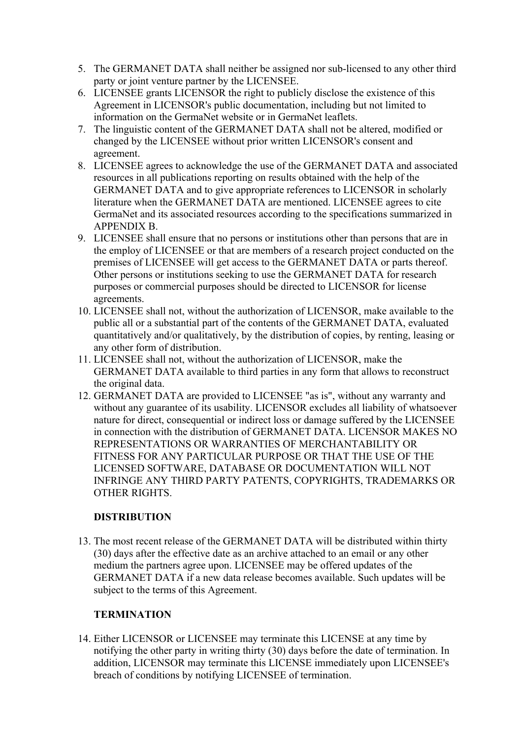5. The GERMANET DATA shall neither be assigned nor sub-licensed to any other third party or joint venture partner by the LICENSEE.
6. LICENSEE grants LICENSOR the right to publicly disclose the existence of this Agreement in LICENSOR's public documentation, including but not limited to information on the GermaNet website or in GermaNet leaflets.
7. The linguistic content of the GERMANET DATA shall not be altered, modified or changed by the LICENSEE without prior written LICENSOR's consent and agreement.
8. LICENSEE agrees to acknowledge the use of the GERMANET DATA and associated resources in all publications reporting on results obtained with the help of the GERMANET DATA and to give appropriate references to LICENSOR in scholarly literature when the GERMANET DATA are mentioned. LICENSEE agrees to cite GermaNet and its associated resources according to the specifications summarized in APPENDIX B.
9. LICENSEE shall ensure that no persons or institutions other than persons that are in the employ of LICENSEE or that are members of a research project conducted on the premises of LICENSEE will get access to the GERMANET DATA or parts thereof. Other persons or institutions seeking to use the GERMANET DATA for research purposes or commercial purposes should be directed to LICENSOR for license agreements.
10. LICENSEE shall not, without the authorization of LICENSOR, make available to the public all or a substantial part of the contents of the GERMANET DATA, evaluated quantitatively and/or qualitatively, by the distribution of copies, by renting, leasing or any other form of distribution.
11. LICENSEE shall not, without the authorization of LICENSOR, make the GERMANET DATA available to third parties in any form that allows to reconstruct the original data.
12. GERMANET DATA are provided to LICENSEE "as is", without any warranty and without any guarantee of its usability. LICENSOR excludes all liability of whatsoever nature for direct, consequential or indirect loss or damage suffered by the LICENSEE in connection with the distribution of GERMANET DATA. LICENSOR MAKES NO REPRESENTATIONS OR WARRANTIES OF MERCHANTABILITY OR FITNESS FOR ANY PARTICULAR PURPOSE OR THAT THE USE OF THE LICENSED SOFTWARE, DATABASE OR DOCUMENTATION WILL NOT INFRINGE ANY THIRD PARTY PATENTS, COPYRIGHTS, TRADEMARKS OR OTHER RIGHTS.

**DISTRIBUTION**

13. The most recent release of the GERMANET DATA will be distributed within thirty (30) days after the effective date as an archive attached to an email or any other medium the partners agree upon. LICENSEE may be offered updates of the GERMANET DATA if a new data release becomes available. Such updates will be subject to the terms of this Agreement.

**TERMINATION**

14. Either LICENSOR or LICENSEE may terminate this LICENSE at any time by notifying the other party in writing thirty (30) days before the date of termination. In addition, LICENSOR may terminate this LICENSE immediately upon LICENSEE's breach of conditions by notifying LICENSEE of termination.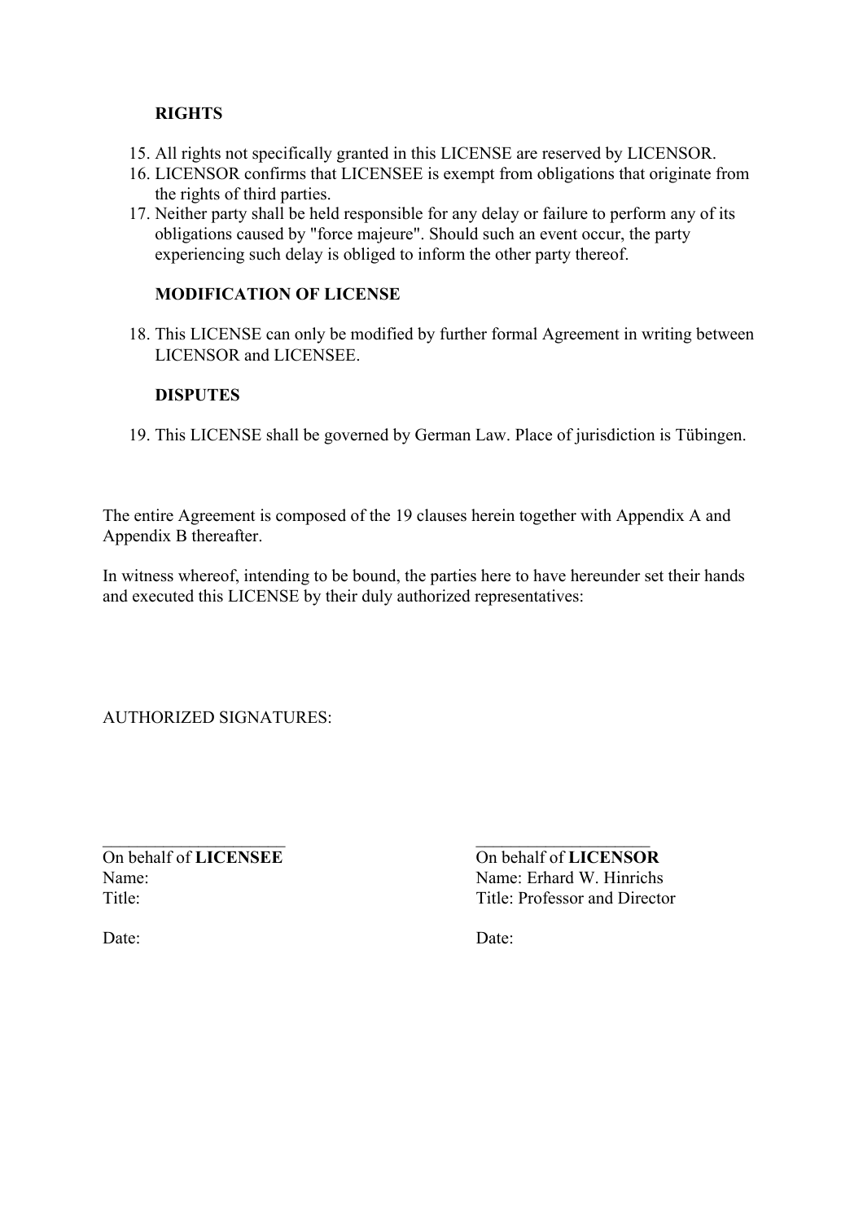**RIGHTS**

15. All rights not specifically granted in this LICENSE are reserved by LICENSOR.
16. LICENSOR confirms that LICENSEE is exempt from obligations that originate from the rights of third parties.
17. Neither party shall be held responsible for any delay or failure to perform any of its obligations caused by "force majeure". Should such an event occur, the party experiencing such delay is obliged to inform the other party thereof.

**MODIFICATION OF LICENSE**

18. This LICENSE can only be modified by further formal Agreement in writing between LICENSOR and LICENSEE.

**DISPUTES**

19. This LICENSE shall be governed by German Law. Place of jurisdiction is Tübingen.

The entire Agreement is composed of the 19 clauses herein together with Appendix A and Appendix B thereafter.

In witness whereof, intending to be bound, the parties here to have hereunder set their hands and executed this LICENSE by their duly authorized representatives:

AUTHORIZED SIGNATURES:

\_\_\_\_\_\_\_\_\_\_\_\_\_\_\_\_\_\_\_\_\_\_
On behalf of **LICENSEE**
Name:
Title:

Date:

\_\_\_\_\_\_\_\_\_\_\_\_\_\_\_\_\_\_\_\_\_\_
On behalf of **LICENSOR**
Name: Erhard W. Hinrichs
Title: Professor and Director

Date: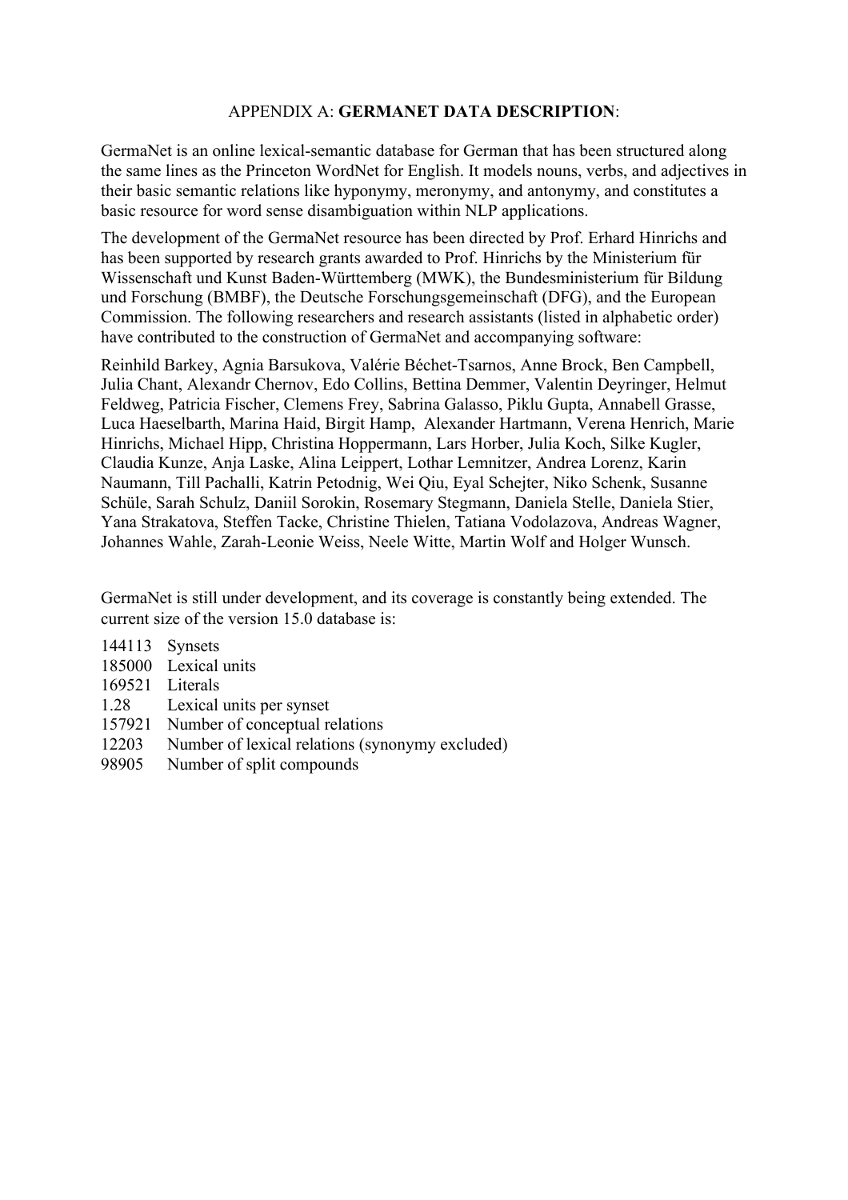# APPENDIX A: **GERMANET DATA DESCRIPTION**:

GermaNet is an online lexical-semantic database for German that has been structured along the same lines as the Princeton WordNet for English. It models nouns, verbs, and adjectives in their basic semantic relations like hyponymy, meronymy, and antonymy, and constitutes a basic resource for word sense disambiguation within NLP applications.

The development of the GermaNet resource has been directed by Prof. Erhard Hinrichs and has been supported by research grants awarded to Prof. Hinrichs by the Ministerium für Wissenschaft und Kunst Baden-Württemberg (MWK), the Bundesministerium für Bildung und Forschung (BMBF), the Deutsche Forschungsgemeinschaft (DFG), and the European Commission. The following researchers and research assistants (listed in alphabetic order) have contributed to the construction of GermaNet and accompanying software:

Reinhild Barkey, Agnia Barsukova, Valérie Béchet-Tsarnos, Anne Brock, Ben Campbell, Julia Chant, Alexandr Chernov, Edo Collins, Bettina Demmer, Valentin Deyringer, Helmut Feldweg, Patricia Fischer, Clemens Frey, Sabrina Galasso, Piklu Gupta, Annabell Grasse, Luca Haeselbarth, Marina Haid, Birgit Hamp, Alexander Hartmann, Verena Henrich, Marie Hinrichs, Michael Hipp, Christina Hoppermann, Lars Horber, Julia Koch, Silke Kugler, Claudia Kunze, Anja Laske, Alina Leippert, Lothar Lemnitzer, Andrea Lorenz, Karin Naumann, Till Pachalli, Katrin Petodnig, Wei Qiu, Eyal Schejter, Niko Schenk, Susanne Schüle, Sarah Schulz, Daniil Sorokin, Rosemary Stegmann, Daniela Stelle, Daniela Stier, Yana Strakatova, Steffen Tacke, Christine Thielen, Tatiana Vodolazova, Andreas Wagner, Johannes Wahle, Zarah-Leonie Weiss, Neele Witte, Martin Wolf and Holger Wunsch.

GermaNet is still under development, and its coverage is constantly being extended. The current size of the version 15.0 database is:

| | |
|---|---|
| 144113 | Synsets |
| 185000 | Lexical units |
| 169521 | Literals |
| 1.28 | Lexical units per synset |
| 157921 | Number of conceptual relations |
| 12203 | Number of lexical relations (synonymy excluded) |
| 98905 | Number of split compounds |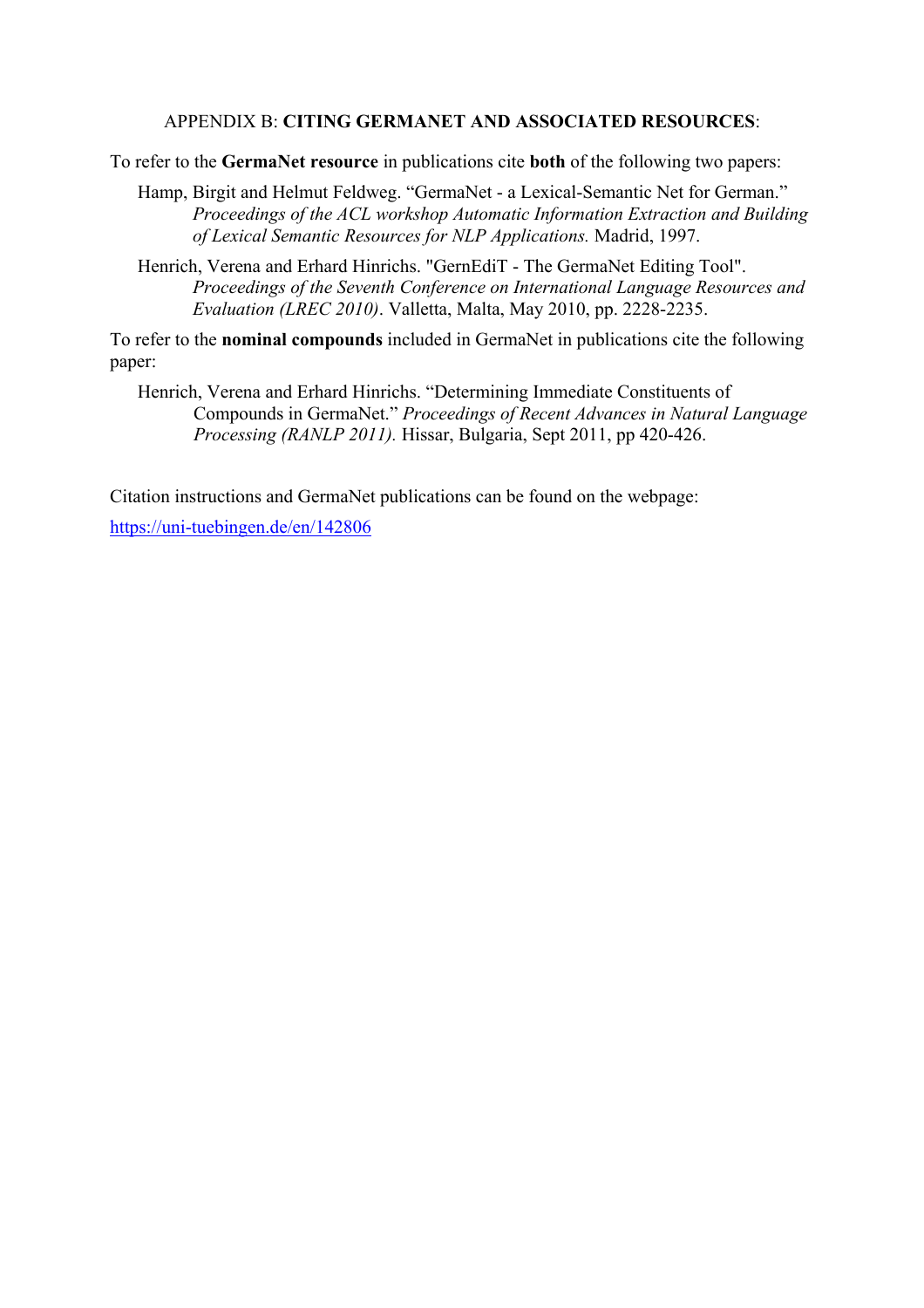## APPENDIX B: **CITING GERMANET AND ASSOCIATED RESOURCES**:

To refer to the **GermaNet resource** in publications cite **both** of the following two papers:

> Hamp, Birgit and Helmut Feldweg. “GermaNet - a Lexical-Semantic Net for German.” *Proceedings of the ACL workshop Automatic Information Extraction and Building of Lexical Semantic Resources for NLP Applications.* Madrid, 1997.

> Henrich, Verena and Erhard Hinrichs. "GernEdiT - The GermaNet Editing Tool". *Proceedings of the Seventh Conference on International Language Resources and Evaluation (LREC 2010)*. Valletta, Malta, May 2010, pp. 2228-2235.

To refer to the **nominal compounds** included in GermaNet in publications cite the following paper:

> Henrich, Verena and Erhard Hinrichs. “Determining Immediate Constituents of Compounds in GermaNet.” *Proceedings of Recent Advances in Natural Language Processing (RANLP 2011).* Hissar, Bulgaria, Sept 2011, pp 420-426.

Citation instructions and GermaNet publications can be found on the webpage:

https://uni-tuebingen.de/en/142806